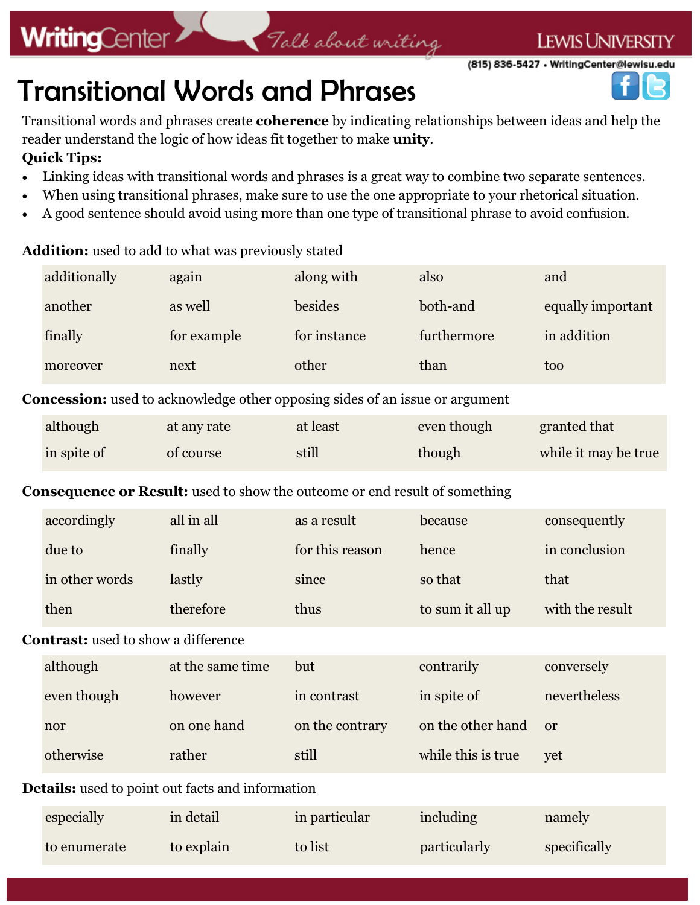# Transitional Words and Phrases

Transitional words and phrases create **coherence** by indicating relationships between ideas and help the reader understand the logic of how ideas fit together to make **unity**.

**Quick Tips:**

- Linking ideas with transitional words and phrases is a great way to combine two separate sentences.
- When using transitional phrases, make sure to use the one appropriate to your rhetorical situation.
- A good sentence should avoid using more than one type of transitional phrase to avoid confusion.

**Addition:** used to add to what was previously stated

| | | | | |
|---|---|---|---|---|
| additionally | again | along with | also | and |
| another | as well | besides | both-and | equally important |
| finally | for example | for instance | furthermore | in addition |
| moreover | next | other | than | too |

**Concession:** used to acknowledge other opposing sides of an issue or argument

| | | | | |
|---|---|---|---|---|
| although | at any rate | at least | even though | granted that |
| in spite of | of course | still | though | while it may be true |

**Consequence or Result:** used to show the outcome or end result of something

| | | | | |
|---|---|---|---|---|
| accordingly | all in all | as a result | because | consequently |
| due to | finally | for this reason | hence | in conclusion |
| in other words | lastly | since | so that | that |
| then | therefore | thus | to sum it all up | with the result |

**Contrast:** used to show a difference

| | | | | |
|---|---|---|---|---|
| although | at the same time | but | contrarily | conversely |
| even though | however | in contrast | in spite of | nevertheless |
| nor | on one hand | on the contrary | on the other hand | or |
| otherwise | rather | still | while this is true | yet |

**Details:** used to point out facts and information

| | | | | |
|---|---|---|---|---|
| especially | in detail | in particular | including | namely |
| to enumerate | to explain | to list | particularly | specifically |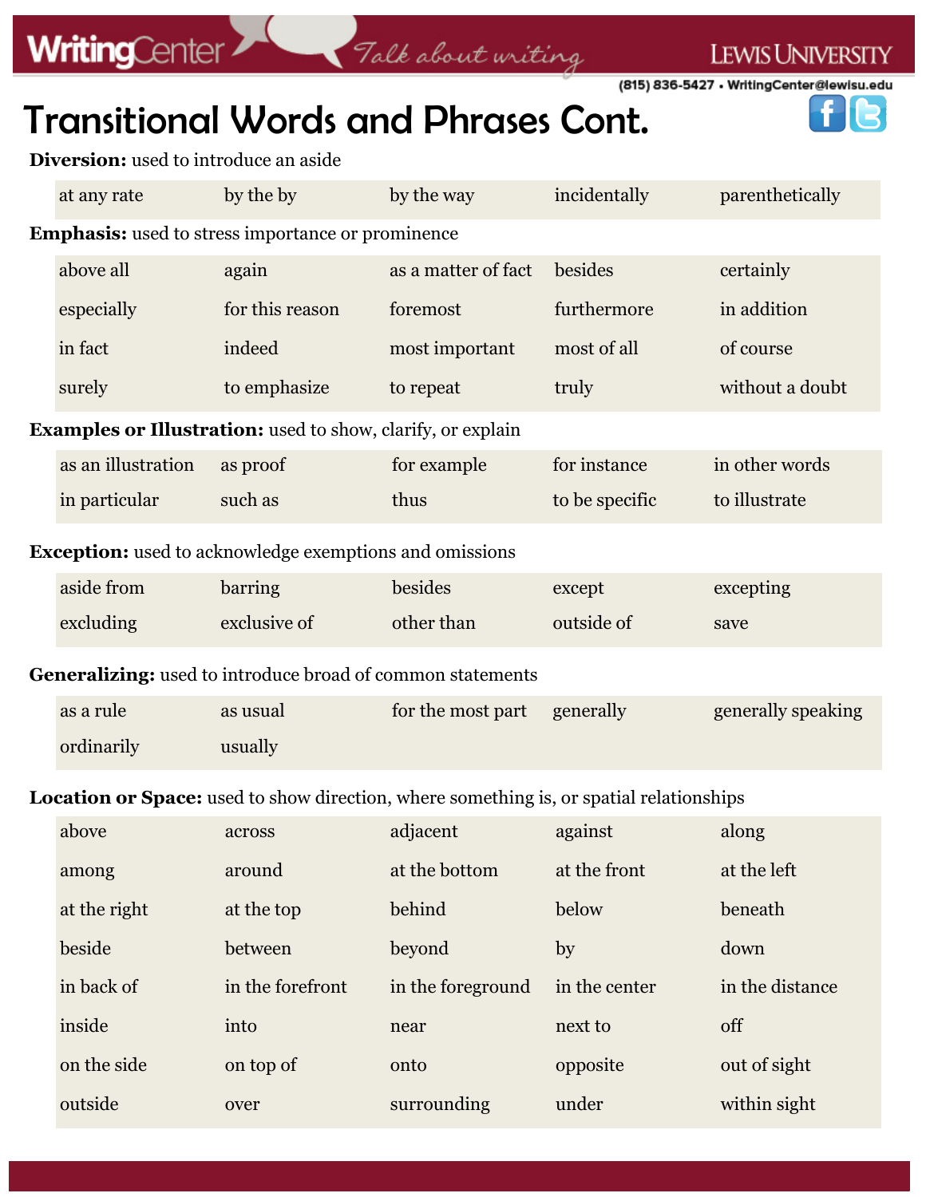# Transitional Words and Phrases Cont.

**Diversion:** used to introduce an aside

| | | | | |
|---|---|---|---|---|
| at any rate | by the by | by the way | incidentally | parenthetically |

**Emphasis:** used to stress importance or prominence

| | | | | |
|---|---|---|---|---|
| above all | again | as a matter of fact | besides | certainly |
| especially | for this reason | foremost | furthermore | in addition |
| in fact | indeed | most important | most of all | of course |
| surely | to emphasize | to repeat | truly | without a doubt |

**Examples or Illustration:** used to show, clarify, or explain

| | | | | |
|---|---|---|---|---|
| as an illustration | as proof | for example | for instance | in other words |
| in particular | such as | thus | to be specific | to illustrate |

**Exception:** used to acknowledge exemptions and omissions

| | | | | |
|---|---|---|---|---|
| aside from | barring | besides | except | excepting |
| excluding | exclusive of | other than | outside of | save |

**Generalizing:** used to introduce broad of common statements

| | | | | |
|---|---|---|---|---|
| as a rule | as usual | for the most part | generally | generally speaking |
| ordinarily | usually | | | |

**Location or Space:** used to show direction, where something is, or spatial relationships

| | | | | |
|---|---|---|---|---|
| above | across | adjacent | against | along |
| among | around | at the bottom | at the front | at the left |
| at the right | at the top | behind | below | beneath |
| beside | between | beyond | by | down |
| in back of | in the forefront | in the foreground | in the center | in the distance |
| inside | into | near | next to | off |
| on the side | on top of | onto | opposite | out of sight |
| outside | over | surrounding | under | within sight |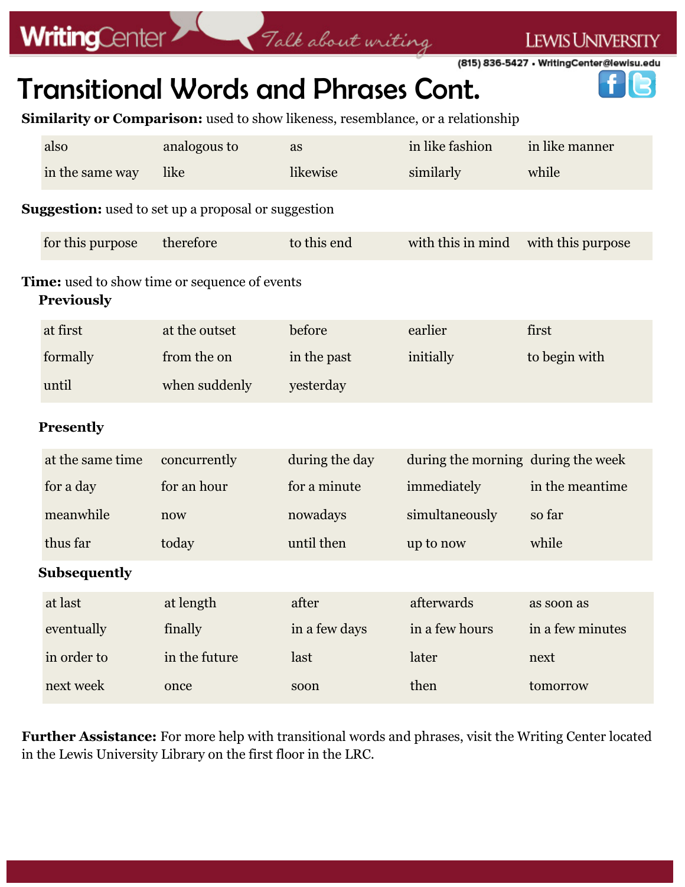# Transitional Words and Phrases Cont.

**Similarity or Comparison:** used to show likeness, resemblance, or a relationship

| | | | | |
|---|---|---|---|---|
| also | analogous to | as | in like fashion | in like manner |
| in the same way | like | likewise | similarly | while |

**Suggestion:** used to set up a proposal or suggestion

| | | | | |
|---|---|---|---|---|
| for this purpose | therefore | to this end | with this in mind | with this purpose |

**Time:** used to show time or sequence of events

**Previously**

| | | | | |
|---|---|---|---|---|
| at first | at the outset | before | earlier | first |
| formally | from the on | in the past | initially | to begin with |
| until | when suddenly | yesterday | | |

**Presently**

| | | | | |
|---|---|---|---|---|
| at the same time | concurrently | during the day | during the morning | during the week |
| for a day | for an hour | for a minute | immediately | in the meantime |
| meanwhile | now | nowadays | simultaneously | so far |
| thus far | today | until then | up to now | while |

**Subsequently**

| | | | | |
|---|---|---|---|---|
| at last | at length | after | afterwards | as soon as |
| eventually | finally | in a few days | in a few hours | in a few minutes |
| in order to | in the future | last | later | next |
| next week | once | soon | then | tomorrow |

**Further Assistance:** For more help with transitional words and phrases, visit the Writing Center located in the Lewis University Library on the first floor in the LRC.